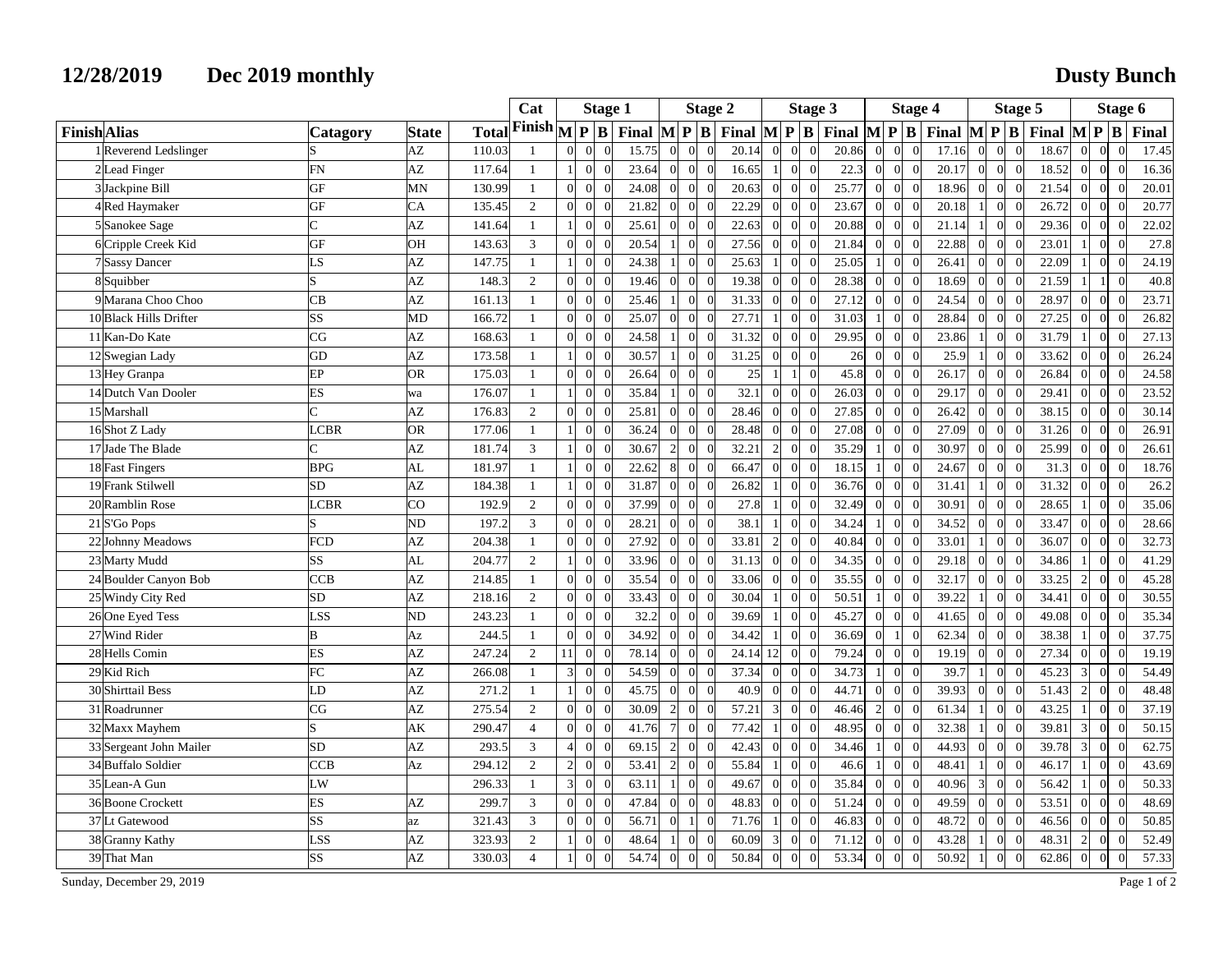# 12/28/2019 Dec 2019 monthly

# Dusty Bunch

| | | | | | Cat | Stage 1 | | | | Stage 2 | | | | Stage 3 | | | | Stage 4 | | | | Stage 5 | | | | Stage 6 | | | |
|---|---|---|---|---|---|---|---|---|---|---|---|---|---|---|---|---|---|---|---|---|---|---|---|---|---|---|---|---|---|
| Finish | Alias | Catagory | State | Total | Finish | M | P | B | Final | M | P | B | Final | M | P | B | Final | M | P | B | Final | M | P | B | Final | M | P | B | Final |
| 1 | Reverend Ledslinger | S | AZ | 110.03 | 1 | 0 | 0 | 0 | 15.75 | 0 | 0 | 0 | 20.14 | 0 | 0 | 0 | 20.86 | 0 | 0 | 0 | 17.16 | 0 | 0 | 0 | 18.67 | 0 | 0 | 0 | 17.45 |
| 2 | Lead Finger | FN | AZ | 117.64 | 1 | 1 | 0 | 0 | 23.64 | 0 | 0 | 0 | 16.65 | 1 | 0 | 0 | 22.3 | 0 | 0 | 0 | 20.17 | 0 | 0 | 0 | 18.52 | 0 | 0 | 0 | 16.36 |
| 3 | Jackpine Bill | GF | MN | 130.99 | 1 | 0 | 0 | 0 | 24.08 | 0 | 0 | 0 | 20.63 | 0 | 0 | 0 | 25.77 | 0 | 0 | 0 | 18.96 | 0 | 0 | 0 | 21.54 | 0 | 0 | 0 | 20.01 |
| 4 | Red Haymaker | GF | CA | 135.45 | 2 | 0 | 0 | 0 | 21.82 | 0 | 0 | 0 | 22.29 | 0 | 0 | 0 | 23.67 | 0 | 0 | 0 | 20.18 | 1 | 0 | 0 | 26.72 | 0 | 0 | 0 | 20.77 |
| 5 | Sanokee Sage | C | AZ | 141.64 | 1 | 1 | 0 | 0 | 25.61 | 0 | 0 | 0 | 22.63 | 0 | 0 | 0 | 20.88 | 0 | 0 | 0 | 21.14 | 1 | 0 | 0 | 29.36 | 0 | 0 | 0 | 22.02 |
| 6 | Cripple Creek Kid | GF | OH | 143.63 | 3 | 0 | 0 | 0 | 20.54 | 1 | 0 | 0 | 27.56 | 0 | 0 | 0 | 21.84 | 0 | 0 | 0 | 22.88 | 0 | 0 | 0 | 23.01 | 1 | 0 | 0 | 27.8 |
| 7 | Sassy Dancer | LS | AZ | 147.75 | 1 | 1 | 0 | 0 | 24.38 | 1 | 0 | 0 | 25.63 | 1 | 0 | 0 | 25.05 | 1 | 0 | 0 | 26.41 | 0 | 0 | 0 | 22.09 | 1 | 0 | 0 | 24.19 |
| 8 | Squibber | S | AZ | 148.3 | 2 | 0 | 0 | 0 | 19.46 | 0 | 0 | 0 | 19.38 | 0 | 0 | 0 | 28.38 | 0 | 0 | 0 | 18.69 | 0 | 0 | 0 | 21.59 | 1 | 1 | 0 | 40.8 |
| 9 | Marana Choo Choo | CB | AZ | 161.13 | 1 | 0 | 0 | 0 | 25.46 | 1 | 0 | 0 | 31.33 | 0 | 0 | 0 | 27.12 | 0 | 0 | 0 | 24.54 | 0 | 0 | 0 | 28.97 | 0 | 0 | 0 | 23.71 |
| 10 | Black Hills Drifter | SS | MD | 166.72 | 1 | 0 | 0 | 0 | 25.07 | 0 | 0 | 0 | 27.71 | 1 | 0 | 0 | 31.03 | 1 | 0 | 0 | 28.84 | 0 | 0 | 0 | 27.25 | 0 | 0 | 0 | 26.82 |
| 11 | Kan-Do Kate | CG | AZ | 168.63 | 1 | 0 | 0 | 0 | 24.58 | 1 | 0 | 0 | 31.32 | 0 | 0 | 0 | 29.95 | 0 | 0 | 0 | 23.86 | 1 | 0 | 0 | 31.79 | 1 | 0 | 0 | 27.13 |
| 12 | Swegian Lady | GD | AZ | 173.58 | 1 | 1 | 0 | 0 | 30.57 | 1 | 0 | 0 | 31.25 | 0 | 0 | 0 | 26 | 0 | 0 | 0 | 25.9 | 1 | 0 | 0 | 33.62 | 0 | 0 | 0 | 26.24 |
| 13 | Hey Granpa | EP | OR | 175.03 | 1 | 0 | 0 | 0 | 26.64 | 0 | 0 | 0 | 25 | 1 | 1 | 0 | 45.8 | 0 | 0 | 0 | 26.17 | 0 | 0 | 0 | 26.84 | 0 | 0 | 0 | 24.58 |
| 14 | Dutch Van Dooler | ES | wa | 176.07 | 1 | 1 | 0 | 0 | 35.84 | 1 | 0 | 0 | 32.1 | 0 | 0 | 0 | 26.03 | 0 | 0 | 0 | 29.17 | 0 | 0 | 0 | 29.41 | 0 | 0 | 0 | 23.52 |
| 15 | Marshall | C | AZ | 176.83 | 2 | 0 | 0 | 0 | 25.81 | 0 | 0 | 0 | 28.46 | 0 | 0 | 0 | 27.85 | 0 | 0 | 0 | 26.42 | 0 | 0 | 0 | 38.15 | 0 | 0 | 0 | 30.14 |
| 16 | Shot Z Lady | LCBR | OR | 177.06 | 1 | 1 | 0 | 0 | 36.24 | 0 | 0 | 0 | 28.48 | 0 | 0 | 0 | 27.08 | 0 | 0 | 0 | 27.09 | 0 | 0 | 0 | 31.26 | 0 | 0 | 0 | 26.91 |
| 17 | Jade The Blade | C | AZ | 181.74 | 3 | 1 | 0 | 0 | 30.67 | 2 | 0 | 0 | 32.21 | 2 | 0 | 0 | 35.29 | 1 | 0 | 0 | 30.97 | 0 | 0 | 0 | 25.99 | 0 | 0 | 0 | 26.61 |
| 18 | Fast Fingers | BPG | AL | 181.97 | 1 | 1 | 0 | 0 | 22.62 | 8 | 0 | 0 | 66.47 | 0 | 0 | 0 | 18.15 | 1 | 0 | 0 | 24.67 | 0 | 0 | 0 | 31.3 | 0 | 0 | 0 | 18.76 |
| 19 | Frank Stilwell | SD | AZ | 184.38 | 1 | 1 | 0 | 0 | 31.87 | 0 | 0 | 0 | 26.82 | 1 | 0 | 0 | 36.76 | 0 | 0 | 0 | 31.41 | 1 | 0 | 0 | 31.32 | 0 | 0 | 0 | 26.2 |
| 20 | Ramblin Rose | LCBR | CO | 192.9 | 2 | 1 | 0 | 0 | 37.99 | 0 | 0 | 0 | 27.8 | 1 | 0 | 0 | 32.49 | 0 | 0 | 0 | 30.91 | 0 | 0 | 0 | 28.65 | 1 | 0 | 0 | 35.06 |
| 21 | S'Go Pops | S | ND | 197.2 | 3 | 0 | 0 | 0 | 28.21 | 0 | 0 | 0 | 38.1 | 1 | 0 | 0 | 34.24 | 1 | 0 | 0 | 34.52 | 0 | 0 | 0 | 33.47 | 0 | 0 | 0 | 28.66 |
| 22 | Johnny Meadows | FCD | AZ | 204.38 | 1 | 0 | 0 | 0 | 27.92 | 0 | 0 | 0 | 33.81 | 2 | 0 | 0 | 40.84 | 0 | 0 | 0 | 33.01 | 1 | 0 | 0 | 36.07 | 0 | 0 | 0 | 32.73 |
| 23 | Marty Mudd | SS | AL | 204.77 | 2 | 1 | 0 | 0 | 33.96 | 0 | 0 | 0 | 31.13 | 0 | 0 | 0 | 34.35 | 0 | 0 | 0 | 29.18 | 0 | 0 | 0 | 34.86 | 1 | 0 | 0 | 41.29 |
| 24 | Boulder Canyon Bob | CCB | AZ | 214.85 | 1 | 0 | 0 | 0 | 35.54 | 0 | 0 | 0 | 33.06 | 0 | 0 | 0 | 35.55 | 0 | 0 | 0 | 32.17 | 0 | 0 | 0 | 33.25 | 2 | 0 | 0 | 45.28 |
| 25 | Windy City Red | SD | AZ | 218.16 | 2 | 0 | 0 | 0 | 33.43 | 0 | 0 | 0 | 30.04 | 1 | 0 | 0 | 50.51 | 1 | 0 | 0 | 39.22 | 1 | 0 | 0 | 34.41 | 0 | 0 | 0 | 30.55 |
| 26 | One Eyed Tess | LSS | ND | 243.23 | 1 | 0 | 0 | 0 | 32.2 | 0 | 0 | 0 | 39.69 | 1 | 0 | 0 | 45.27 | 0 | 0 | 0 | 41.65 | 0 | 0 | 0 | 49.08 | 0 | 0 | 0 | 35.34 |
| 27 | Wind Rider | B | Az | 244.5 | 1 | 0 | 0 | 0 | 34.92 | 0 | 0 | 0 | 34.42 | 1 | 0 | 0 | 36.69 | 0 | 1 | 0 | 62.34 | 0 | 0 | 0 | 38.38 | 1 | 0 | 0 | 37.75 |
| 28 | Hells Comin | ES | AZ | 247.24 | 2 | 11 | 0 | 0 | 78.14 | 0 | 0 | 0 | 24.14 | 12 | 0 | 0 | 79.24 | 0 | 0 | 0 | 19.19 | 0 | 0 | 0 | 27.34 | 0 | 0 | 0 | 19.19 |
| 29 | Kid Rich | FC | AZ | 266.08 | 1 | 3 | 0 | 0 | 54.59 | 0 | 0 | 0 | 37.34 | 0 | 0 | 0 | 34.73 | 1 | 0 | 0 | 39.7 | 1 | 0 | 0 | 45.23 | 3 | 0 | 0 | 54.49 |
| 30 | Shirttail Bess | LD | AZ | 271.2 | 1 | 1 | 0 | 0 | 45.75 | 0 | 0 | 0 | 40.9 | 0 | 0 | 0 | 44.71 | 0 | 0 | 0 | 39.93 | 0 | 0 | 0 | 51.43 | 2 | 0 | 0 | 48.48 |
| 31 | Roadrunner | CG | AZ | 275.54 | 2 | 0 | 0 | 0 | 30.09 | 2 | 0 | 0 | 57.21 | 3 | 0 | 0 | 46.46 | 2 | 0 | 0 | 61.34 | 1 | 0 | 0 | 43.25 | 1 | 0 | 0 | 37.19 |
| 32 | Maxx Mayhem | S | AK | 290.47 | 4 | 0 | 0 | 0 | 41.76 | 7 | 0 | 0 | 77.42 | 1 | 0 | 0 | 48.95 | 0 | 0 | 0 | 32.38 | 1 | 0 | 0 | 39.81 | 3 | 0 | 0 | 50.15 |
| 33 | Sergeant John Mailer | SD | AZ | 293.5 | 3 | 4 | 0 | 0 | 69.15 | 2 | 0 | 0 | 42.43 | 0 | 0 | 0 | 34.46 | 1 | 0 | 0 | 44.93 | 0 | 0 | 0 | 39.78 | 3 | 0 | 0 | 62.75 |
| 34 | Buffalo Soldier | CCB | Az | 294.12 | 2 | 2 | 0 | 0 | 53.41 | 2 | 0 | 0 | 55.84 | 1 | 0 | 0 | 46.6 | 1 | 0 | 0 | 48.41 | 1 | 0 | 0 | 46.17 | 1 | 0 | 0 | 43.69 |
| 35 | Lean-A Gun | LW | | 296.33 | 1 | 3 | 0 | 0 | 63.11 | 1 | 0 | 0 | 49.67 | 0 | 0 | 0 | 35.84 | 0 | 0 | 0 | 40.96 | 3 | 0 | 0 | 56.42 | 1 | 0 | 0 | 50.33 |
| 36 | Boone Crockett | ES | AZ | 299.7 | 3 | 0 | 0 | 0 | 47.84 | 0 | 0 | 0 | 48.83 | 0 | 0 | 0 | 51.24 | 0 | 0 | 0 | 49.59 | 0 | 0 | 0 | 53.51 | 0 | 0 | 0 | 48.69 |
| 37 | Lt Gatewood | SS | az | 321.43 | 3 | 0 | 0 | 0 | 56.71 | 0 | 1 | 0 | 71.76 | 1 | 0 | 0 | 46.83 | 0 | 0 | 0 | 48.72 | 0 | 0 | 0 | 46.56 | 0 | 0 | 0 | 50.85 |
| 38 | Granny Kathy | LSS | AZ | 323.93 | 2 | 1 | 0 | 0 | 48.64 | 1 | 0 | 0 | 60.09 | 3 | 0 | 0 | 71.12 | 0 | 0 | 0 | 43.28 | 1 | 0 | 0 | 48.31 | 2 | 0 | 0 | 52.49 |
| 39 | That Man | SS | AZ | 330.03 | 4 | 1 | 0 | 0 | 54.74 | 0 | 0 | 0 | 50.84 | 0 | 0 | 0 | 53.34 | 0 | 0 | 0 | 50.92 | 1 | 0 | 0 | 62.86 | 0 | 0 | 0 | 57.33 |

Sunday, December 29, 2019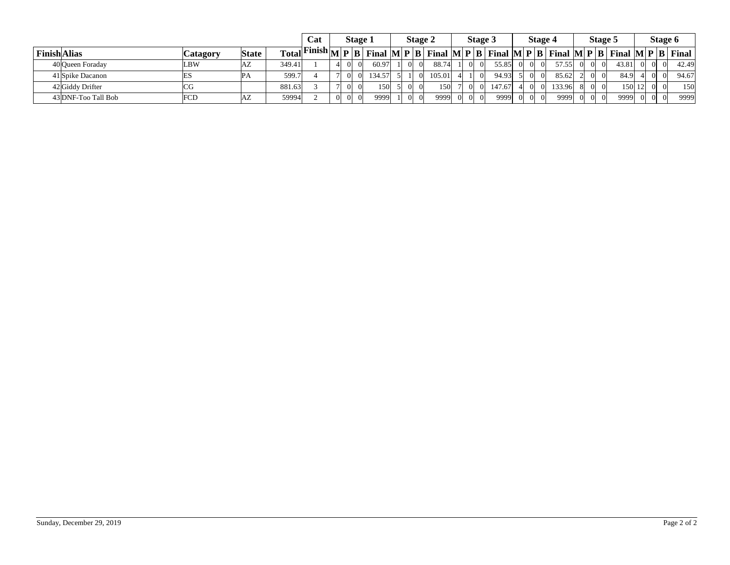| | | | | | Cat | | | Stage 1 | | | | Stage 2 | | | | Stage 3 | | | | Stage 4 | | | | Stage 5 | | | | Stage 6 | | | |
|---|---|---|---|---|---|---|---|---|---|---|---|---|---|---|---|---|---|---|---|---|---|---|---|---|---|---|---|---|---|---|---|
| **Finish** | **Alias** | **Catagory** | **State** | **Total** | **Finish** | **M** | **P** | **B** | **Final** | **M** | **P** | **B** | **Final** | **M** | **P** | **B** | **Final** | **M** | **P** | **B** | **Final** | **M** | **P** | **B** | **Final** | **M** | **P** | **B** | **Final** |
| 40 | Queen Foraday | LBW | AZ | 349.41 | 1 | 4 | 0 | 0 | 60.97 | 1 | 0 | 0 | 88.74 | 1 | 0 | 0 | 55.85 | 0 | 0 | 0 | 57.55 | 0 | 0 | 0 | 43.81 | 0 | 0 | 0 | 42.49 |
| 41 | Spike Dacanon | ES | PA | 599.7 | 4 | 7 | 0 | 0 | 134.57 | 5 | 1 | 0 | 105.01 | 4 | 1 | 0 | 94.93 | 5 | 0 | 0 | 85.62 | 2 | 0 | 0 | 84.9 | 4 | 0 | 0 | 94.67 |
| 42 | Giddy Drifter | CG | | 881.63 | 3 | 7 | 0 | 0 | 150 | 5 | 0 | 0 | 150 | 7 | 0 | 0 | 147.67 | 4 | 0 | 0 | 133.96 | 8 | 0 | 0 | 150 | 12 | 0 | 0 | 150 |
| 43 | DNF-Too Tall Bob | FCD | AZ | 59994 | 2 | 0 | 0 | 0 | 9999 | 1 | 0 | 0 | 9999 | 0 | 0 | 0 | 9999 | 0 | 0 | 0 | 9999 | 0 | 0 | 0 | 9999 | 0 | 0 | 0 | 9999 |

Sunday, December 29, 2019